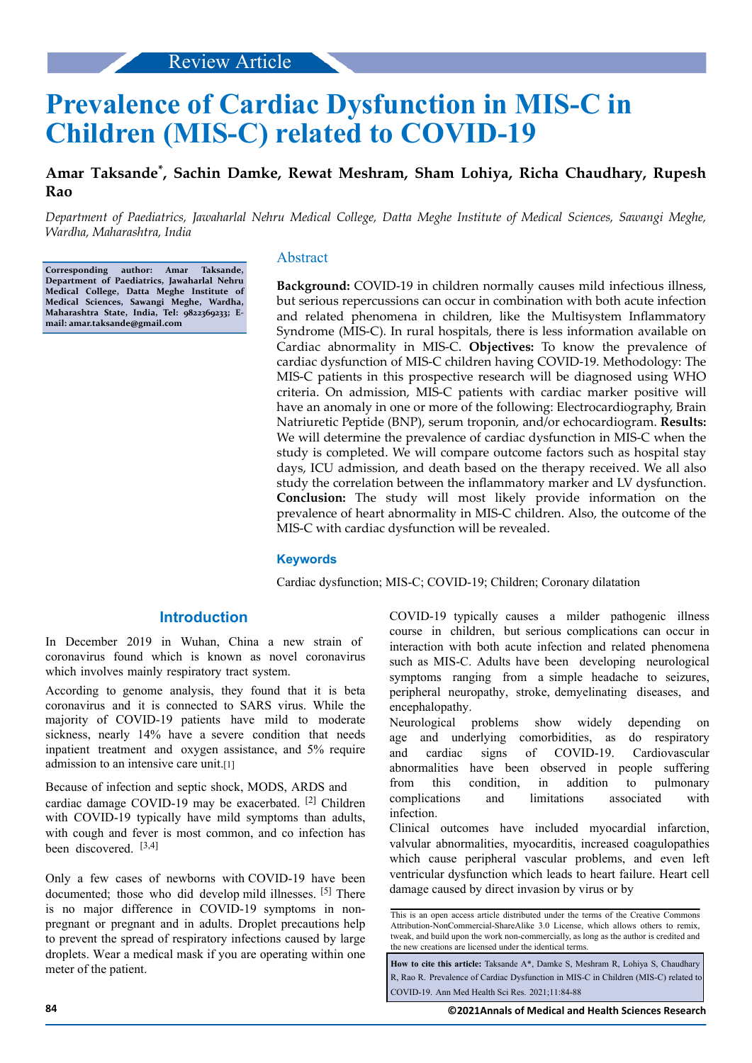Review Article

# Prevalence of Cardiac Dysfunction in MIS-C in Children (MIS-C) related to COVID-19

**Amar Taksande*, Sachin Damke, Rewat Meshram, Sham Lohiya, Richa Chaudhary, Rupesh Rao**

*Department of Paediatrics, Jawaharlal Nehru Medical College, Datta Meghe Institute of Medical Sciences, Sawangi Meghe, Wardha, Maharashtra, India*

**Corresponding author: Amar Taksande, Department of Paediatrics, Jawaharlal Nehru Medical College, Datta Meghe Institute of Medical Sciences, Sawangi Meghe, Wardha, Maharashtra State, India, Tel: 9822369233; E-mail: amar.taksande@gmail.com**

## Abstract

**Background:** COVID-19 in children normally causes mild infectious illness, but serious repercussions can occur in combination with both acute infection and related phenomena in children, like the Multisystem Inflammatory Syndrome (MIS-C). In rural hospitals, there is less information available on Cardiac abnormality in MIS-C. **Objectives:** To know the prevalence of cardiac dysfunction of MIS-C children having COVID-19. Methodology: The MIS-C patients in this prospective research will be diagnosed using WHO criteria. On admission, MIS-C patients with cardiac marker positive will have an anomaly in one or more of the following: Electrocardiography, Brain Natriuretic Peptide (BNP), serum troponin, and/or echocardiogram. **Results:** We will determine the prevalence of cardiac dysfunction in MIS-C when the study is completed. We will compare outcome factors such as hospital stay days, ICU admission, and death based on the therapy received. We all also study the correlation between the inflammatory marker and LV dysfunction. **Conclusion:** The study will most likely provide information on the prevalence of heart abnormality in MIS-C children. Also, the outcome of the MIS-C with cardiac dysfunction will be revealed.

### Keywords

Cardiac dysfunction; MIS-C; COVID-19; Children; Coronary dilatation

## Introduction

In December 2019 in Wuhan, China a new strain of coronavirus found which is known as novel coronavirus which involves mainly respiratory tract system.

According to genome analysis, they found that it is beta coronavirus and it is connected to SARS virus. While the majority of COVID-19 patients have mild to moderate sickness, nearly 14% have a severe condition that needs inpatient treatment and oxygen assistance, and 5% require admission to an intensive care unit.[1]

Because of infection and septic shock, MODS, ARDS and cardiac damage COVID-19 may be exacerbated. [2] Children with COVID-19 typically have mild symptoms than adults, with cough and fever is most common, and co infection has been discovered. [3,4]

Only a few cases of newborns with COVID-19 have been documented; those who did develop mild illnesses. [5] There is no major difference in COVID-19 symptoms in non-pregnant or pregnant and in adults. Droplet precautions help to prevent the spread of respiratory infections caused by large droplets. Wear a medical mask if you are operating within one meter of the patient.

COVID-19 typically causes a milder pathogenic illness course in children, but serious complications can occur in interaction with both acute infection and related phenomena such as MIS-C. Adults have been developing neurological symptoms ranging from a simple headache to seizures, peripheral neuropathy, stroke, demyelinating diseases, and encephalopathy.

Neurological problems show widely depending on age and underlying comorbidities, as do respiratory and cardiac signs of COVID-19. Cardiovascular abnormalities have been observed in people suffering from this condition, in addition to pulmonary complications and limitations associated with infection.

Clinical outcomes have included myocardial infarction, valvular abnormalities, myocarditis, increased coagulopathies which cause peripheral vascular problems, and even left ventricular dysfunction which leads to heart failure. Heart cell damage caused by direct invasion by virus or by

This is an open access article distributed under the terms of the Creative Commons Attribution-NonCommercial-ShareAlike 3.0 License, which allows others to remix, tweak, and build upon the work non-commercially, as long as the author is credited and the new creations are licensed under the identical terms.

**How to cite this article:** Taksande A*, Damke S, Meshram R, Lohiya S, Chaudhary R, Rao R. Prevalence of Cardiac Dysfunction in MIS-C in Children (MIS-C) related to COVID-19. Ann Med Health Sci Res. 2021;11:84-88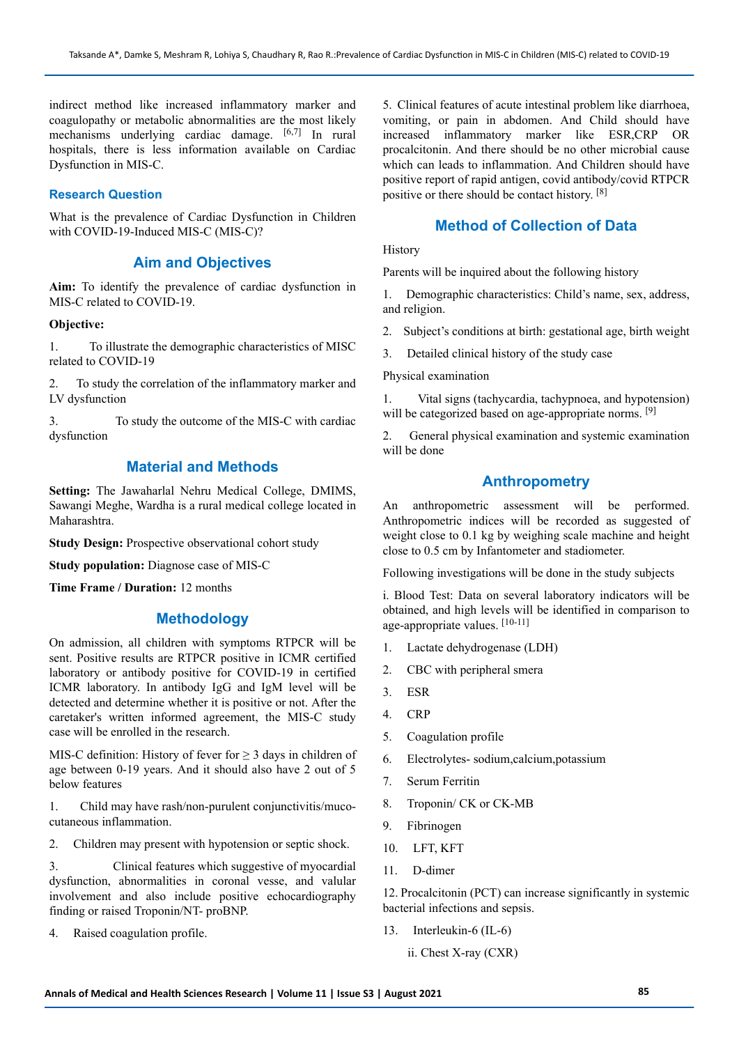indirect method like increased inflammatory marker and coagulopathy or metabolic abnormalities are the most likely mechanisms underlying cardiac damage. [6,7] In rural hospitals, there is less information available on Cardiac Dysfunction in MIS-C.

### Research Question

What is the prevalence of Cardiac Dysfunction in Children with COVID-19-Induced MIS-C (MIS-C)?

## Aim and Objectives

**Aim:** To identify the prevalence of cardiac dysfunction in MIS-C related to COVID-19.

**Objective:**

1. To illustrate the demographic characteristics of MISC related to COVID-19

2. To study the correlation of the inflammatory marker and LV dysfunction

3. To study the outcome of the MIS-C with cardiac dysfunction

## Material and Methods

**Setting:** The Jawaharlal Nehru Medical College, DMIMS, Sawangi Meghe, Wardha is a rural medical college located in Maharashtra.

**Study Design:** Prospective observational cohort study

**Study population:** Diagnose case of MIS-C

**Time Frame / Duration:** 12 months

## Methodology

On admission, all children with symptoms RTPCR will be sent. Positive results are RTPCR positive in ICMR certified laboratory or antibody positive for COVID-19 in certified ICMR laboratory. In antibody IgG and IgM level will be detected and determine whether it is positive or not. After the caretaker's written informed agreement, the MIS-C study case will be enrolled in the research.

MIS-C definition: History of fever for ≥ 3 days in children of age between 0-19 years. And it should also have 2 out of 5 below features

1. Child may have rash/non-purulent conjunctivitis/muco-cutaneous inflammation.

2. Children may present with hypotension or septic shock.

3. Clinical features which suggestive of myocardial dysfunction, abnormalities in coronal vesse, and valular involvement and also include positive echocardiography finding or raised Troponin/NT- proBNP.

4. Raised coagulation profile.

5. Clinical features of acute intestinal problem like diarrhoea, vomiting, or pain in abdomen. And Child should have increased inflammatory marker like ESR,CRP OR procalcitonin. And there should be no other microbial cause which can leads to inflammation. And Children should have positive report of rapid antigen, covid antibody/covid RTPCR positive or there should be contact history. [8]

## Method of Collection of Data

History

Parents will be inquired about the following history

1. Demographic characteristics: Child's name, sex, address, and religion.

2. Subject's conditions at birth: gestational age, birth weight

3. Detailed clinical history of the study case

Physical examination

1. Vital signs (tachycardia, tachypnoea, and hypotension) will be categorized based on age-appropriate norms. [9]

2. General physical examination and systemic examination will be done

## Anthropometry

An anthropometric assessment will be performed. Anthropometric indices will be recorded as suggested of weight close to 0.1 kg by weighing scale machine and height close to 0.5 cm by Infantometer and stadiometer.

Following investigations will be done in the study subjects

i. Blood Test: Data on several laboratory indicators will be obtained, and high levels will be identified in comparison to age-appropriate values. [10-11]

1. Lactate dehydrogenase (LDH)
2. CBC with peripheral smera
3. ESR
4. CRP
5. Coagulation profile
6. Electrolytes- sodium,calcium,potassium
7. Serum Ferritin
8. Troponin/ CK or CK-MB
9. Fibrinogen
10. LFT, KFT
11. D-dimer
12. Procalcitonin (PCT) can increase significantly in systemic bacterial infections and sepsis.
13. Interleukin-6 (IL-6)

ii. Chest X-ray (CXR)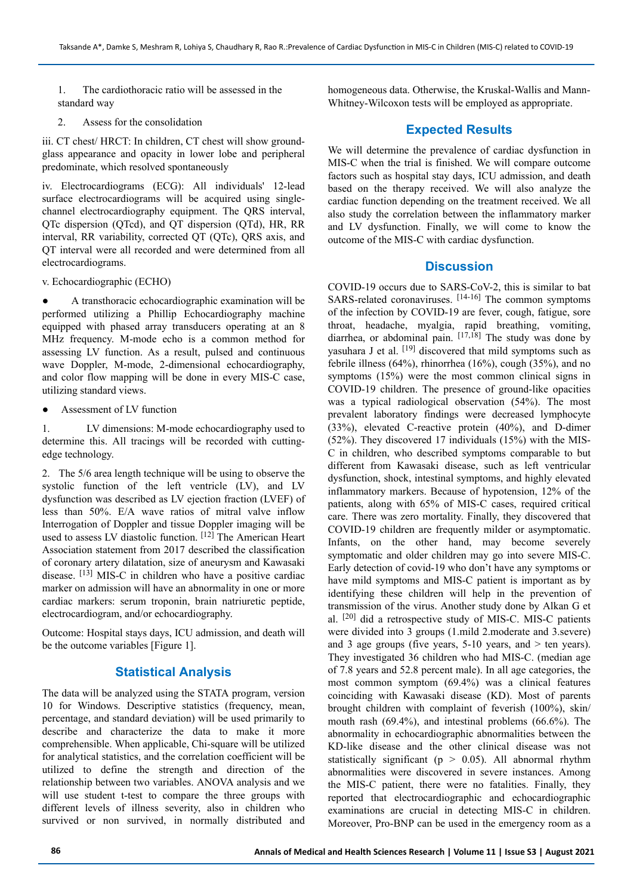1. The cardiothoracic ratio will be assessed in the standard way

2. Assess for the consolidation

iii. CT chest/ HRCT: In children, CT chest will show ground-glass appearance and opacity in lower lobe and peripheral predominate, which resolved spontaneously

iv. Electrocardiograms (ECG): All individuals' 12-lead surface electrocardiograms will be acquired using single-channel electrocardiography equipment. The QRS interval, QTc dispersion (QTcd), and QT dispersion (QTd), HR, RR interval, RR variability, corrected QT (QTc), QRS axis, and QT interval were all recorded and were determined from all electrocardiograms.

v. Echocardiographic (ECHO)

- A transthoracic echocardiographic examination will be performed utilizing a Phillip Echocardiography machine equipped with phased array transducers operating at an 8 MHz frequency. M-mode echo is a common method for assessing LV function. As a result, pulsed and continuous wave Doppler, M-mode, 2-dimensional echocardiography, and color flow mapping will be done in every MIS-C case, utilizing standard views.

- Assessment of LV function

1. LV dimensions: M-mode echocardiography used to determine this. All tracings will be recorded with cutting-edge technology.

2. The 5/6 area length technique will be using to observe the systolic function of the left ventricle (LV), and LV dysfunction was described as LV ejection fraction (LVEF) of less than 50%. E/A wave ratios of mitral valve inflow Interrogation of Doppler and tissue Doppler imaging will be used to assess LV diastolic function. [12] The American Heart Association statement from 2017 described the classification of coronary artery dilatation, size of aneurysm and Kawasaki disease. [13] MIS-C in children who have a positive cardiac marker on admission will have an abnormality in one or more cardiac markers: serum troponin, brain natriuretic peptide, electrocardiogram, and/or echocardiography.

Outcome: Hospital stays days, ICU admission, and death will be the outcome variables [Figure 1].

## Statistical Analysis

The data will be analyzed using the STATA program, version 10 for Windows. Descriptive statistics (frequency, mean, percentage, and standard deviation) will be used primarily to describe and characterize the data to make it more comprehensible. When applicable, Chi-square will be utilized for analytical statistics, and the correlation coefficient will be utilized to define the strength and direction of the relationship between two variables. ANOVA analysis and we will use student t-test to compare the three groups with different levels of illness severity, also in children who survived or non survived, in normally distributed and homogeneous data. Otherwise, the Kruskal-Wallis and Mann-Whitney-Wilcoxon tests will be employed as appropriate.

## Expected Results

We will determine the prevalence of cardiac dysfunction in MIS-C when the trial is finished. We will compare outcome factors such as hospital stay days, ICU admission, and death based on the therapy received. We will also analyze the cardiac function depending on the treatment received. We all also study the correlation between the inflammatory marker and LV dysfunction. Finally, we will come to know the outcome of the MIS-C with cardiac dysfunction.

## Discussion

COVID-19 occurs due to SARS-CoV-2, this is similar to bat SARS-related coronaviruses. [14-16] The common symptoms of the infection by COVID-19 are fever, cough, fatigue, sore throat, headache, myalgia, rapid breathing, vomiting, diarrhea, or abdominal pain. [17,18] The study was done by yasuhara J et al. [19] discovered that mild symptoms such as febrile illness (64%), rhinorrhea (16%), cough (35%), and no symptoms (15%) were the most common clinical signs in COVID-19 children. The presence of ground-like opacities was a typical radiological observation (54%). The most prevalent laboratory findings were decreased lymphocyte (33%), elevated C-reactive protein (40%), and D-dimer (52%). They discovered 17 individuals (15%) with the MIS-C in children, who described symptoms comparable to but different from Kawasaki disease, such as left ventricular dysfunction, shock, intestinal symptoms, and highly elevated inflammatory markers. Because of hypotension, 12% of the patients, along with 65% of MIS-C cases, required critical care. There was zero mortality. Finally, they discovered that COVID-19 children are frequently milder or asymptomatic. Infants, on the other hand, may become severely symptomatic and older children may go into severe MIS-C. Early detection of covid-19 who don't have any symptoms or have mild symptoms and MIS-C patient is important as by identifying these children will help in the prevention of transmission of the virus. Another study done by Alkan G et al. [20] did a retrospective study of MIS-C. MIS-C patients were divided into 3 groups (1.mild 2.moderate and 3.severe) and 3 age groups (five years, 5-10 years, and > ten years). They investigated 36 children who had MIS-C. (median age of 7.8 years and 52.8 percent male). In all age categories, the most common symptom (69.4%) was a clinical features coinciding with Kawasaki disease (KD). Most of parents brought children with complaint of feverish (100%), skin/mouth rash (69.4%), and intestinal problems (66.6%). The abnormality in echocardiographic abnormalities between the KD-like disease and the other clinical disease was not statistically significant ($p > 0.05$). All abnormal rhythm abnormalities were discovered in severe instances. Among the MIS-C patient, there were no fatalities. Finally, they reported that electrocardiographic and echocardiographic examinations are crucial in detecting MIS-C in children. Moreover, Pro-BNP can be used in the emergency room as a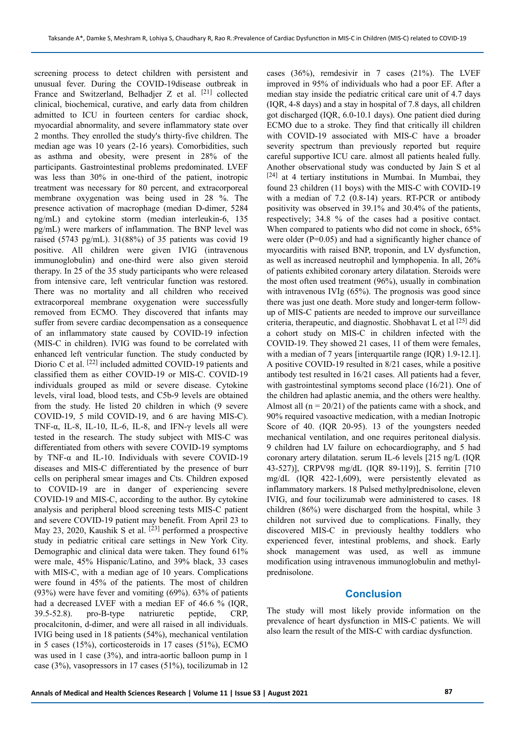screening process to detect children with persistent and unusual fever. During the COVID-19disease outbreak in France and Switzerland, Belhadjer Z et al. [21] collected clinical, biochemical, curative, and early data from children admitted to ICU in fourteen centers for cardiac shock, myocardial abnormality, and severe inflammatory state over 2 months. They enrolled the study's thirty-five children. The median age was 10 years (2-16 years). Comorbidities, such as asthma and obesity, were present in 28% of the participants. Gastrointestinal problems predominated. LVEF was less than 30% in one-third of the patient, inotropic treatment was necessary for 80 percent, and extracorporeal membrane oxygenation was being used in 28 %. The presence activation of macrophage (median D-dimer, 5284 ng/mL) and cytokine storm (median interleukin-6, 135 pg/mL) were markers of inflammation. The BNP level was raised (5743 pg/mL). 31(88%) of 35 patients was covid 19 positive. All children were given IVIG (intravenous immunoglobulin) and one-third were also given steroid therapy. In 25 of the 35 study participants who were released from intensive care, left ventricular function was restored. There was no mortality and all children who received extracorporeal membrane oxygenation were successfully removed from ECMO. They discovered that infants may suffer from severe cardiac decompensation as a consequence of an inflammatory state caused by COVID-19 infection (MIS-C in children). IVIG was found to be correlated with enhanced left ventricular function. The study conducted by Diorio C et al. [22] included admitted COVID-19 patients and classified them as either COVID-19 or MIS-C. COVID-19 individuals grouped as mild or severe disease. Cytokine levels, viral load, blood tests, and C5b-9 levels are obtained from the study. He listed 20 children in which (9 severe COVID-19, 5 mild COVID-19, and 6 are having MIS-C). TNF-α, IL-8, IL-10, IL-6, IL-8, and IFN-γ levels all were tested in the research. The study subject with MIS-C was differentiated from others with severe COVID-19 symptoms by TNF-α and IL-10. Individuals with severe COVID-19 diseases and MIS-C differentiated by the presence of burr cells on peripheral smear images and Cts. Children exposed to COVID-19 are in danger of experiencing severe COVID-19 and MIS-C, according to the author. By cytokine analysis and peripheral blood screening tests MIS-C patient and severe COVID-19 patient may benefit. From April 23 to May 23, 2020, Kaushik S et al. [23] performed a prospective study in pediatric critical care settings in New York City. Demographic and clinical data were taken. They found 61% were male, 45% Hispanic/Latino, and 39% black, 33 cases with MIS-C, with a median age of 10 years. Complications were found in 45% of the patients. The most of children (93%) were have fever and vomiting (69%). 63% of patients had a decreased LVEF with a median EF of 46.6 % (IQR, 39.5-52.8). pro-B-type natriuretic peptide, CRP, procalcitonin, d-dimer, and were all raised in all individuals. IVIG being used in 18 patients (54%), mechanical ventilation in 5 cases (15%), corticosteroids in 17 cases (51%), ECMO was used in 1 case (3%), and intra-aortic balloon pump in 1 case (3%), vasopressors in 17 cases (51%), tocilizumab in 12 cases (36%), remdesivir in 7 cases (21%). The LVEF improved in 95% of individuals who had a poor EF. After a median stay inside the pediatric critical care unit of 4.7 days (IQR, 4-8 days) and a stay in hospital of 7.8 days, all children got discharged (IQR, 6.0-10.1 days). One patient died during ECMO due to a stroke. They find that critically ill children with COVID-19 associated with MIS-C have a broader severity spectrum than previously reported but require careful supportive ICU care. almost all patients healed fully. Another observational study was conducted by Jain S et al [24] at 4 tertiary institutions in Mumbai. In Mumbai, they found 23 children (11 boys) with the MIS-C with COVID-19 with a median of 7.2 (0.8-14) years. RT-PCR or antibody positivity was observed in 39.1% and 30.4% of the patients, respectively; 34.8 % of the cases had a positive contact. When compared to patients who did not come in shock, 65% were older (P=0.05) and had a significantly higher chance of myocarditis with raised BNP, troponin, and LV dysfunction, as well as increased neutrophil and lymphopenia. In all, 26% of patients exhibited coronary artery dilatation. Steroids were the most often used treatment (96%), usually in combination with intravenous IVIg (65%). The prognosis was good since there was just one death. More study and longer-term follow-up of MIS-C patients are needed to improve our surveillance criteria, therapeutic, and diagnostic. Shobhavat L et al [25] did a cohort study on MIS-C in children infected with the COVID-19. They showed 21 cases, 11 of them were females, with a median of 7 years [interquartile range (IQR) 1.9-12.1]. A positive COVID-19 resulted in 8/21 cases, while a positive antibody test resulted in 16/21 cases. All patients had a fever, with gastrointestinal symptoms second place (16/21). One of the children had aplastic anemia, and the others were healthy. Almost all (n = 20/21) of the patients came with a shock, and 90% required vasoactive medication, with a median Inotropic Score of 40. (IQR 20-95). 13 of the youngsters needed mechanical ventilation, and one requires peritoneal dialysis. 9 children had LV failure on echocardiography, and 5 had coronary artery dilatation. serum IL-6 levels [215 ng/L (IQR 43-527)], CRPV98 mg/dL (IQR 89-119)], S. ferritin [710 mg/dL (IQR 422-1,609), were persistently elevated as inflammatory markers. 18 Pulsed methylprednisolone, eleven IVIG, and four tocilizumab were administered to cases. 18 children (86%) were discharged from the hospital, while 3 children not survived due to complications. Finally, they discovered MIS-C in previously healthy toddlers who experienced fever, intestinal problems, and shock. Early shock management was used, as well as immune modification using intravenous immunoglobulin and methyl-prednisolone.

## Conclusion

The study will most likely provide information on the prevalence of heart dysfunction in MIS-C patients. We will also learn the result of the MIS-C with cardiac dysfunction.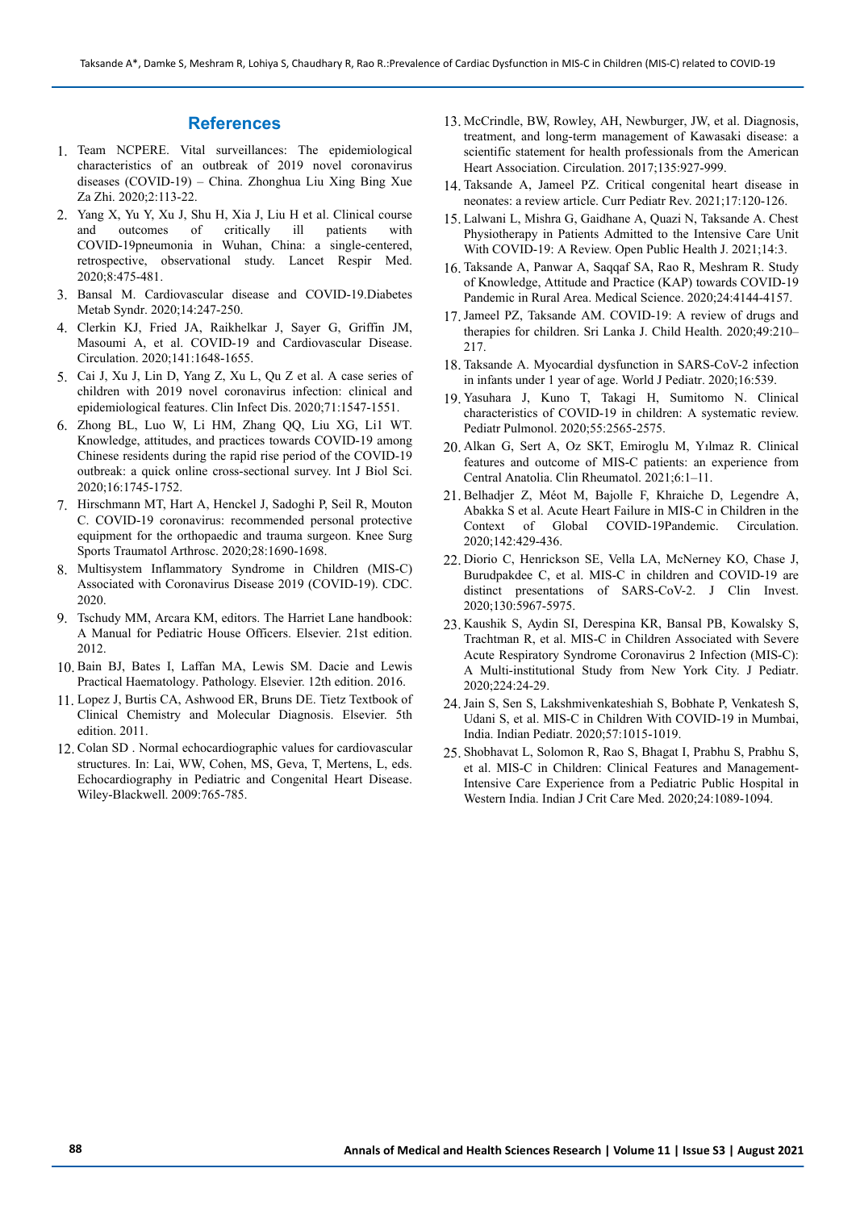## References

1. Team NCPERE. Vital surveillances: The epidemiological characteristics of an outbreak of 2019 novel coronavirus diseases (COVID-19) – China. Zhonghua Liu Xing Bing Xue Za Zhi. 2020;2:113-22.
2. Yang X, Yu Y, Xu J, Shu H, Xia J, Liu H et al. Clinical course and outcomes of critically ill patients with COVID-19pneumonia in Wuhan, China: a single-centered, retrospective, observational study. Lancet Respir Med. 2020;8:475-481.
3. Bansal M. Cardiovascular disease and COVID-19.Diabetes Metab Syndr. 2020;14:247-250.
4. Clerkin KJ, Fried JA, Raikhelkar J, Sayer G, Griffin JM, Masoumi A, et al. COVID-19 and Cardiovascular Disease. Circulation. 2020;141:1648-1655.
5. Cai J, Xu J, Lin D, Yang Z, Xu L, Qu Z et al. A case series of children with 2019 novel coronavirus infection: clinical and epidemiological features. Clin Infect Dis. 2020;71:1547-1551.
6. Zhong BL, Luo W, Li HM, Zhang QQ, Liu XG, Li1 WT. Knowledge, attitudes, and practices towards COVID-19 among Chinese residents during the rapid rise period of the COVID-19 outbreak: a quick online cross-sectional survey. Int J Biol Sci. 2020;16:1745-1752.
7. Hirschmann MT, Hart A, Henckel J, Sadoghi P, Seil R, Mouton C. COVID-19 coronavirus: recommended personal protective equipment for the orthopaedic and trauma surgeon. Knee Surg Sports Traumatol Arthrosc. 2020;28:1690-1698.
8. Multisystem Inflammatory Syndrome in Children (MIS-C) Associated with Coronavirus Disease 2019 (COVID-19). CDC. 2020.
9. Tschudy MM, Arcara KM, editors. The Harriet Lane handbook: A Manual for Pediatric House Officers. Elsevier. 21st edition. 2012.
10. Bain BJ, Bates I, Laffan MA, Lewis SM. Dacie and Lewis Practical Haematology. Pathology. Elsevier. 12th edition. 2016.
11. Lopez J, Burtis CA, Ashwood ER, Bruns DE. Tietz Textbook of Clinical Chemistry and Molecular Diagnosis. Elsevier. 5th edition. 2011.
12. Colan SD . Normal echocardiographic values for cardiovascular structures. In: Lai, WW, Cohen, MS, Geva, T, Mertens, L, eds. Echocardiography in Pediatric and Congenital Heart Disease. Wiley-Blackwell. 2009:765-785.
13. McCrindle, BW, Rowley, AH, Newburger, JW, et al. Diagnosis, treatment, and long-term management of Kawasaki disease: a scientific statement for health professionals from the American Heart Association. Circulation. 2017;135:927-999.
14. Taksande A, Jameel PZ. Critical congenital heart disease in neonates: a review article. Curr Pediatr Rev. 2021;17:120-126.
15. Lalwani L, Mishra G, Gaidhane A, Quazi N, Taksande A. Chest Physiotherapy in Patients Admitted to the Intensive Care Unit With COVID-19: A Review. Open Public Health J. 2021;14:3.
16. Taksande A, Panwar A, Saqqaf SA, Rao R, Meshram R. Study of Knowledge, Attitude and Practice (KAP) towards COVID-19 Pandemic in Rural Area. Medical Science. 2020;24:4144-4157.
17. Jameel PZ, Taksande AM. COVID-19: A review of drugs and therapies for children. Sri Lanka J. Child Health. 2020;49:210–217.
18. Taksande A. Myocardial dysfunction in SARS-CoV-2 infection in infants under 1 year of age. World J Pediatr. 2020;16:539.
19. Yasuhara J, Kuno T, Takagi H, Sumitomo N. Clinical characteristics of COVID-19 in children: A systematic review. Pediatr Pulmonol. 2020;55:2565-2575.
20. Alkan G, Sert A, Oz SKT, Emiroglu M, Yılmaz R. Clinical features and outcome of MIS-C patients: an experience from Central Anatolia. Clin Rheumatol. 2021;6:1–11.
21. Belhadjer Z, Méot M, Bajolle F, Khraiche D, Legendre A, Abakka S et al. Acute Heart Failure in MIS-C in Children in the Context of Global COVID-19Pandemic. Circulation. 2020;142:429-436.
22. Diorio C, Henrickson SE, Vella LA, McNerney KO, Chase J, Burudpakdee C, et al. MIS-C in children and COVID-19 are distinct presentations of SARS-CoV-2. J Clin Invest. 2020;130:5967-5975.
23. Kaushik S, Aydin SI, Derespina KR, Bansal PB, Kowalsky S, Trachtman R, et al. MIS-C in Children Associated with Severe Acute Respiratory Syndrome Coronavirus 2 Infection (MIS-C): A Multi-institutional Study from New York City. J Pediatr. 2020;224:24-29.
24. Jain S, Sen S, Lakshmivenkateshiah S, Bobhate P, Venkatesh S, Udani S, et al. MIS-C in Children With COVID-19 in Mumbai, India. Indian Pediatr. 2020;57:1015-1019.
25. Shobhavat L, Solomon R, Rao S, Bhagat I, Prabhu S, Prabhu S, et al. MIS-C in Children: Clinical Features and Management-Intensive Care Experience from a Pediatric Public Hospital in Western India. Indian J Crit Care Med. 2020;24:1089-1094.